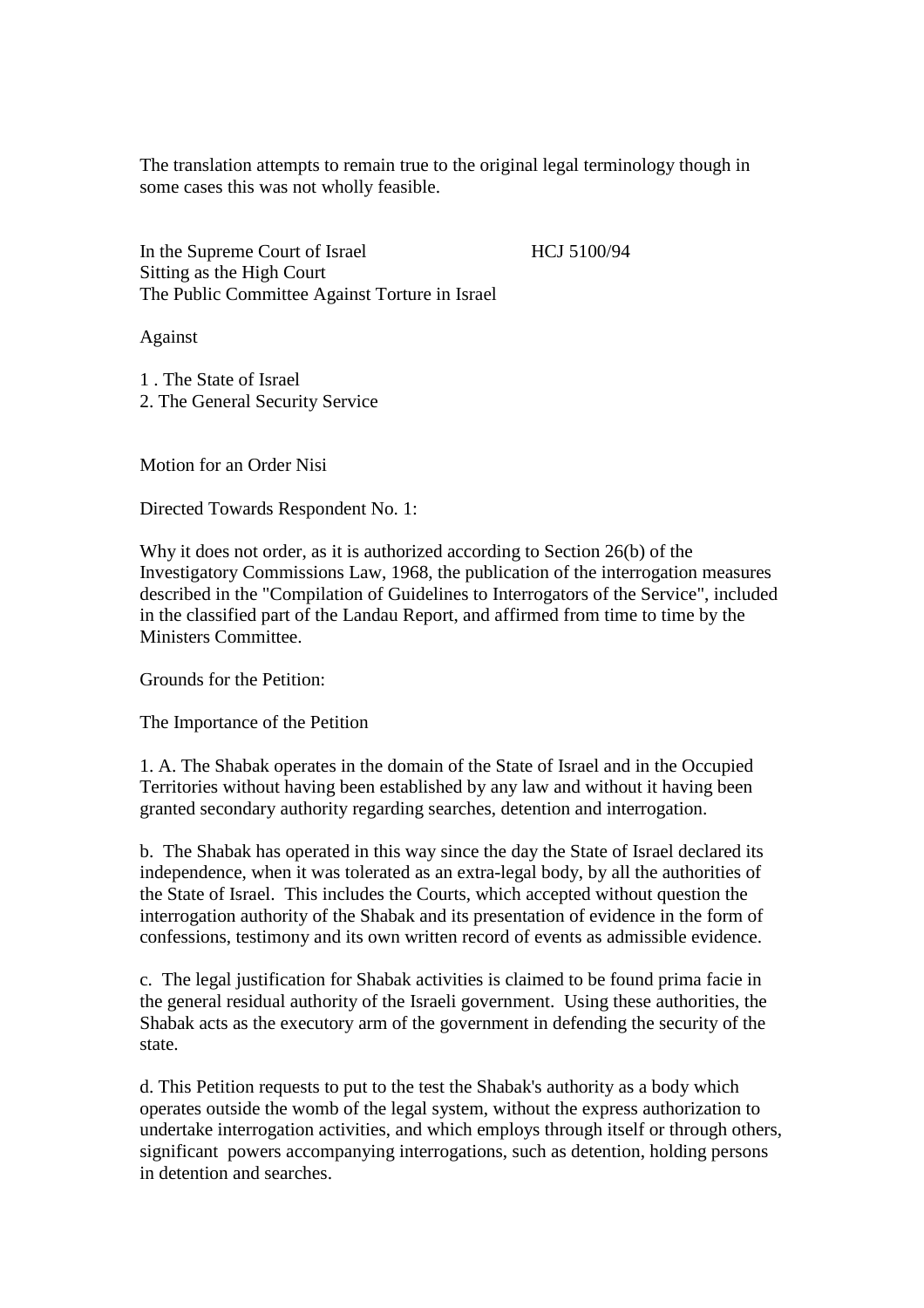The translation attempts to remain true to the original legal terminology though in some cases this was not wholly feasible.

In the Supreme Court of Israel HCJ 5100/94
Sitting as the High Court
The Public Committee Against Torture in Israel

Against

1 . The State of Israel
2. The General Security Service

Motion for an Order Nisi

Directed Towards Respondent No. 1:

Why it does not order, as it is authorized according to Section 26(b) of the Investigatory Commissions Law, 1968, the publication of the interrogation measures described in the "Compilation of Guidelines to Interrogators of the Service", included in the classified part of the Landau Report, and affirmed from time to time by the Ministers Committee.

Grounds for the Petition:

The Importance of the Petition

1. A. The Shabak operates in the domain of the State of Israel and in the Occupied Territories without having been established by any law and without it having been granted secondary authority regarding searches, detention and interrogation.

b. The Shabak has operated in this way since the day the State of Israel declared its independence, when it was tolerated as an extra-legal body, by all the authorities of the State of Israel. This includes the Courts, which accepted without question the interrogation authority of the Shabak and its presentation of evidence in the form of confessions, testimony and its own written record of events as admissible evidence.

c. The legal justification for Shabak activities is claimed to be found prima facie in the general residual authority of the Israeli government. Using these authorities, the Shabak acts as the executory arm of the government in defending the security of the state.

d. This Petition requests to put to the test the Shabak's authority as a body which operates outside the womb of the legal system, without the express authorization to undertake interrogation activities, and which employs through itself or through others, significant powers accompanying interrogations, such as detention, holding persons in detention and searches.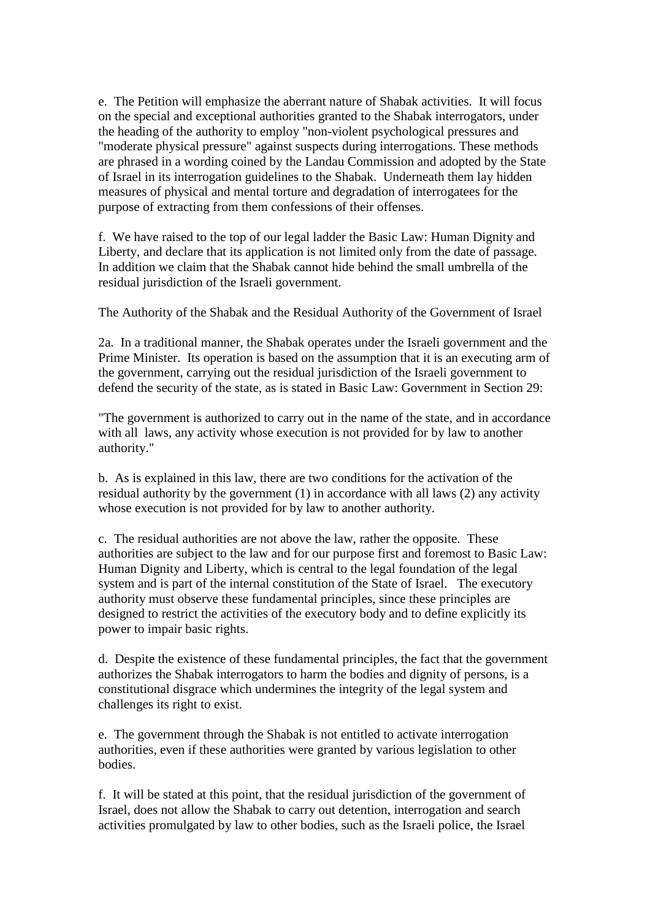e. The Petition will emphasize the aberrant nature of Shabak activities. It will focus on the special and exceptional authorities granted to the Shabak interrogators, under the heading of the authority to employ "non-violent psychological pressures and "moderate physical pressure" against suspects during interrogations. These methods are phrased in a wording coined by the Landau Commission and adopted by the State of Israel in its interrogation guidelines to the Shabak. Underneath them lay hidden measures of physical and mental torture and degradation of interrogatees for the purpose of extracting from them confessions of their offenses.

f. We have raised to the top of our legal ladder the Basic Law: Human Dignity and Liberty, and declare that its application is not limited only from the date of passage. In addition we claim that the Shabak cannot hide behind the small umbrella of the residual jurisdiction of the Israeli government.

The Authority of the Shabak and the Residual Authority of the Government of Israel

2a. In a traditional manner, the Shabak operates under the Israeli government and the Prime Minister. Its operation is based on the assumption that it is an executing arm of the government, carrying out the residual jurisdiction of the Israeli government to defend the security of the state, as is stated in Basic Law: Government in Section 29:

"The government is authorized to carry out in the name of the state, and in accordance with all laws, any activity whose execution is not provided for by law to another authority."

b. As is explained in this law, there are two conditions for the activation of the residual authority by the government (1) in accordance with all laws (2) any activity whose execution is not provided for by law to another authority.

c. The residual authorities are not above the law, rather the opposite. These authorities are subject to the law and for our purpose first and foremost to Basic Law: Human Dignity and Liberty, which is central to the legal foundation of the legal system and is part of the internal constitution of the State of Israel. The executory authority must observe these fundamental principles, since these principles are designed to restrict the activities of the executory body and to define explicitly its power to impair basic rights.

d. Despite the existence of these fundamental principles, the fact that the government authorizes the Shabak interrogators to harm the bodies and dignity of persons, is a constitutional disgrace which undermines the integrity of the legal system and challenges its right to exist.

e. The government through the Shabak is not entitled to activate interrogation authorities, even if these authorities were granted by various legislation to other bodies.

f. It will be stated at this point, that the residual jurisdiction of the government of Israel, does not allow the Shabak to carry out detention, interrogation and search activities promulgated by law to other bodies, such as the Israeli police, the Israel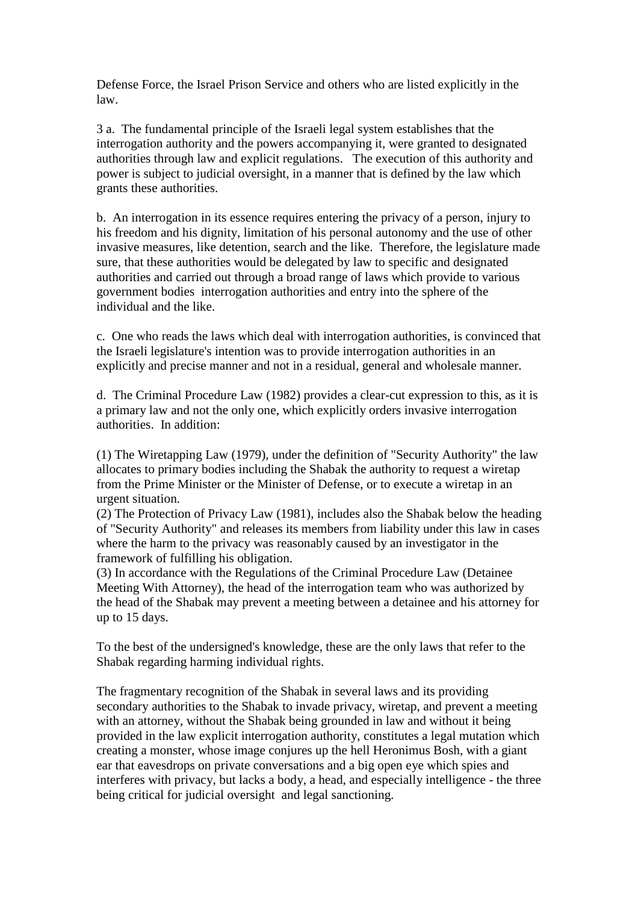Defense Force, the Israel Prison Service and others who are listed explicitly in the law.

3 a. The fundamental principle of the Israeli legal system establishes that the interrogation authority and the powers accompanying it, were granted to designated authorities through law and explicit regulations. The execution of this authority and power is subject to judicial oversight, in a manner that is defined by the law which grants these authorities.

b. An interrogation in its essence requires entering the privacy of a person, injury to his freedom and his dignity, limitation of his personal autonomy and the use of other invasive measures, like detention, search and the like. Therefore, the legislature made sure, that these authorities would be delegated by law to specific and designated authorities and carried out through a broad range of laws which provide to various government bodies interrogation authorities and entry into the sphere of the individual and the like.

c. One who reads the laws which deal with interrogation authorities, is convinced that the Israeli legislature's intention was to provide interrogation authorities in an explicitly and precise manner and not in a residual, general and wholesale manner.

d. The Criminal Procedure Law (1982) provides a clear-cut expression to this, as it is a primary law and not the only one, which explicitly orders invasive interrogation authorities. In addition:

(1) The Wiretapping Law (1979), under the definition of "Security Authority" the law allocates to primary bodies including the Shabak the authority to request a wiretap from the Prime Minister or the Minister of Defense, or to execute a wiretap in an urgent situation.
(2) The Protection of Privacy Law (1981), includes also the Shabak below the heading of "Security Authority" and releases its members from liability under this law in cases where the harm to the privacy was reasonably caused by an investigator in the framework of fulfilling his obligation.
(3) In accordance with the Regulations of the Criminal Procedure Law (Detainee Meeting With Attorney), the head of the interrogation team who was authorized by the head of the Shabak may prevent a meeting between a detainee and his attorney for up to 15 days.

To the best of the undersigned's knowledge, these are the only laws that refer to the Shabak regarding harming individual rights.

The fragmentary recognition of the Shabak in several laws and its providing secondary authorities to the Shabak to invade privacy, wiretap, and prevent a meeting with an attorney, without the Shabak being grounded in law and without it being provided in the law explicit interrogation authority, constitutes a legal mutation which creating a monster, whose image conjures up the hell Heronimus Bosh, with a giant ear that eavesdrops on private conversations and a big open eye which spies and interferes with privacy, but lacks a body, a head, and especially intelligence - the three being critical for judicial oversight and legal sanctioning.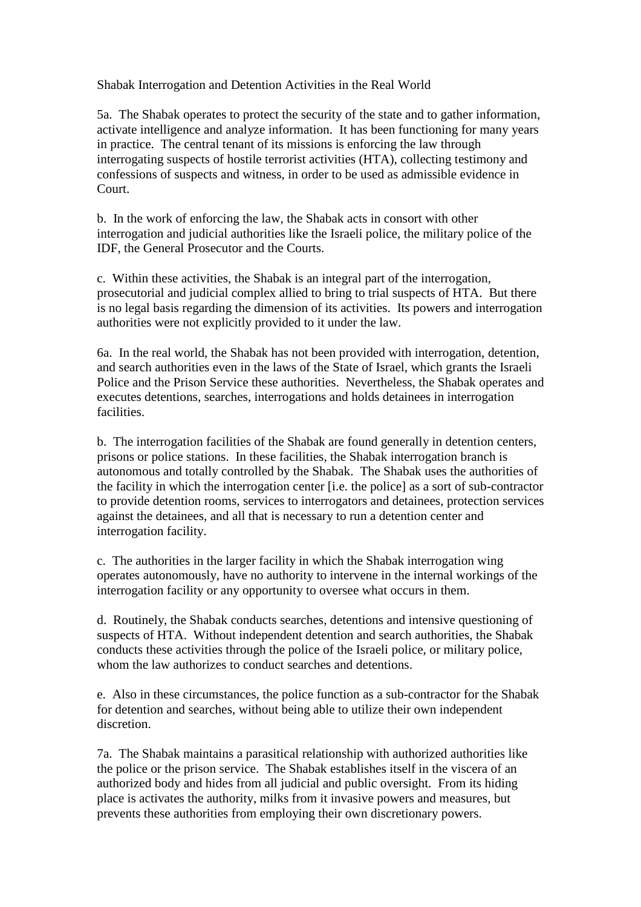Shabak Interrogation and Detention Activities in the Real World

5a. The Shabak operates to protect the security of the state and to gather information, activate intelligence and analyze information. It has been functioning for many years in practice. The central tenant of its missions is enforcing the law through interrogating suspects of hostile terrorist activities (HTA), collecting testimony and confessions of suspects and witness, in order to be used as admissible evidence in Court.

b. In the work of enforcing the law, the Shabak acts in consort with other interrogation and judicial authorities like the Israeli police, the military police of the IDF, the General Prosecutor and the Courts.

c. Within these activities, the Shabak is an integral part of the interrogation, prosecutorial and judicial complex allied to bring to trial suspects of HTA. But there is no legal basis regarding the dimension of its activities. Its powers and interrogation authorities were not explicitly provided to it under the law.

6a. In the real world, the Shabak has not been provided with interrogation, detention, and search authorities even in the laws of the State of Israel, which grants the Israeli Police and the Prison Service these authorities. Nevertheless, the Shabak operates and executes detentions, searches, interrogations and holds detainees in interrogation facilities.

b. The interrogation facilities of the Shabak are found generally in detention centers, prisons or police stations. In these facilities, the Shabak interrogation branch is autonomous and totally controlled by the Shabak. The Shabak uses the authorities of the facility in which the interrogation center [i.e. the police] as a sort of sub-contractor to provide detention rooms, services to interrogators and detainees, protection services against the detainees, and all that is necessary to run a detention center and interrogation facility.

c. The authorities in the larger facility in which the Shabak interrogation wing operates autonomously, have no authority to intervene in the internal workings of the interrogation facility or any opportunity to oversee what occurs in them.

d. Routinely, the Shabak conducts searches, detentions and intensive questioning of suspects of HTA. Without independent detention and search authorities, the Shabak conducts these activities through the police of the Israeli police, or military police, whom the law authorizes to conduct searches and detentions.

e. Also in these circumstances, the police function as a sub-contractor for the Shabak for detention and searches, without being able to utilize their own independent discretion.

7a. The Shabak maintains a parasitical relationship with authorized authorities like the police or the prison service. The Shabak establishes itself in the viscera of an authorized body and hides from all judicial and public oversight. From its hiding place is activates the authority, milks from it invasive powers and measures, but prevents these authorities from employing their own discretionary powers.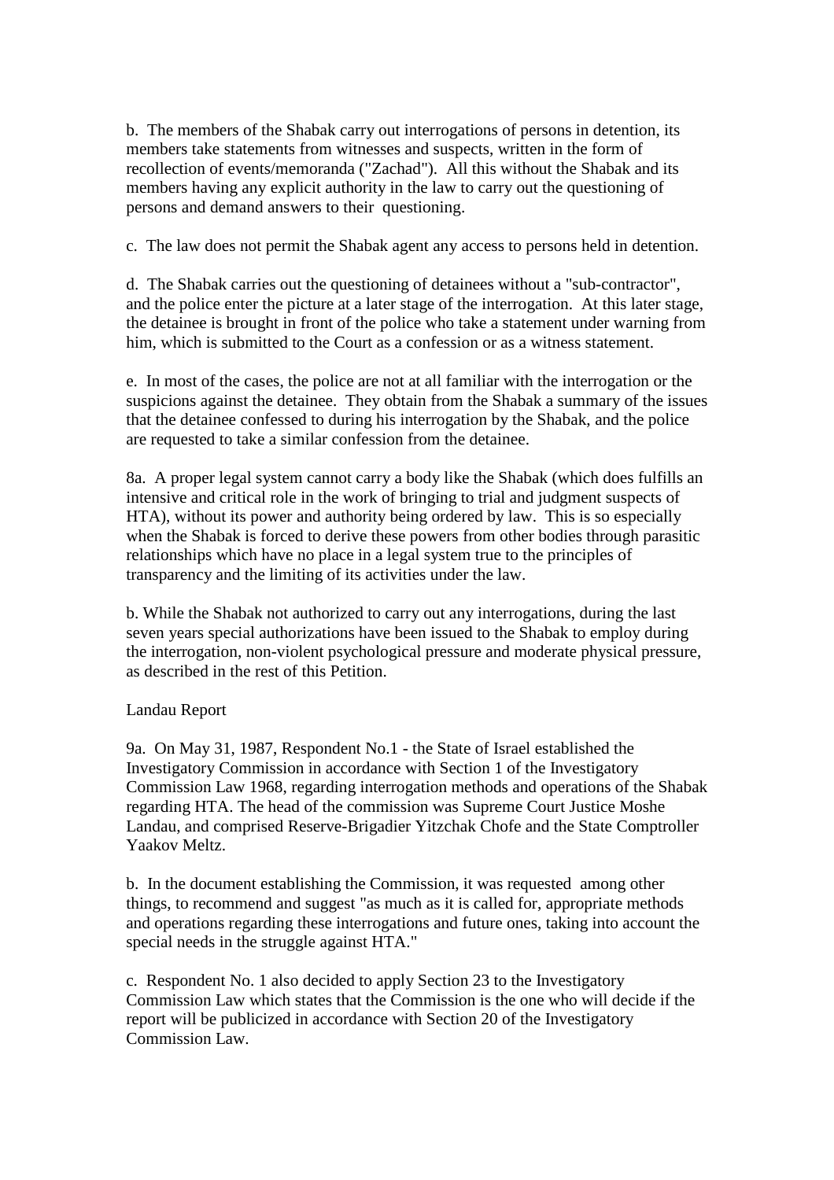b. The members of the Shabak carry out interrogations of persons in detention, its members take statements from witnesses and suspects, written in the form of recollection of events/memoranda ("Zachad"). All this without the Shabak and its members having any explicit authority in the law to carry out the questioning of persons and demand answers to their questioning.

c. The law does not permit the Shabak agent any access to persons held in detention.

d. The Shabak carries out the questioning of detainees without a "sub-contractor", and the police enter the picture at a later stage of the interrogation. At this later stage, the detainee is brought in front of the police who take a statement under warning from him, which is submitted to the Court as a confession or as a witness statement.

e. In most of the cases, the police are not at all familiar with the interrogation or the suspicions against the detainee. They obtain from the Shabak a summary of the issues that the detainee confessed to during his interrogation by the Shabak, and the police are requested to take a similar confession from the detainee.

8a. A proper legal system cannot carry a body like the Shabak (which does fulfills an intensive and critical role in the work of bringing to trial and judgment suspects of HTA), without its power and authority being ordered by law. This is so especially when the Shabak is forced to derive these powers from other bodies through parasitic relationships which have no place in a legal system true to the principles of transparency and the limiting of its activities under the law.

b. While the Shabak not authorized to carry out any interrogations, during the last seven years special authorizations have been issued to the Shabak to employ during the interrogation, non-violent psychological pressure and moderate physical pressure, as described in the rest of this Petition.

Landau Report

9a. On May 31, 1987, Respondent No.1 - the State of Israel established the Investigatory Commission in accordance with Section 1 of the Investigatory Commission Law 1968, regarding interrogation methods and operations of the Shabak regarding HTA. The head of the commission was Supreme Court Justice Moshe Landau, and comprised Reserve-Brigadier Yitzchak Chofe and the State Comptroller Yaakov Meltz.

b. In the document establishing the Commission, it was requested among other things, to recommend and suggest "as much as it is called for, appropriate methods and operations regarding these interrogations and future ones, taking into account the special needs in the struggle against HTA."

c. Respondent No. 1 also decided to apply Section 23 to the Investigatory Commission Law which states that the Commission is the one who will decide if the report will be publicized in accordance with Section 20 of the Investigatory Commission Law.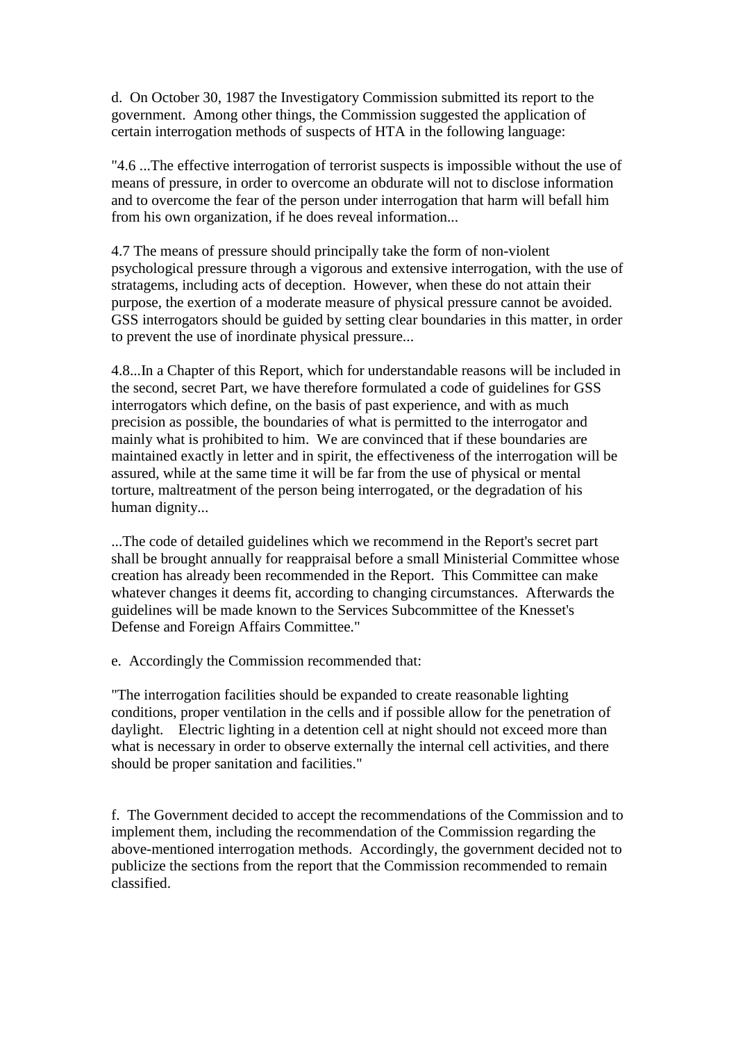d. On October 30, 1987 the Investigatory Commission submitted its report to the government. Among other things, the Commission suggested the application of certain interrogation methods of suspects of HTA in the following language:

"4.6 ...The effective interrogation of terrorist suspects is impossible without the use of means of pressure, in order to overcome an obdurate will not to disclose information and to overcome the fear of the person under interrogation that harm will befall him from his own organization, if he does reveal information...

4.7 The means of pressure should principally take the form of non-violent psychological pressure through a vigorous and extensive interrogation, with the use of stratagems, including acts of deception. However, when these do not attain their purpose, the exertion of a moderate measure of physical pressure cannot be avoided. GSS interrogators should be guided by setting clear boundaries in this matter, in order to prevent the use of inordinate physical pressure...

4.8...In a Chapter of this Report, which for understandable reasons will be included in the second, secret Part, we have therefore formulated a code of guidelines for GSS interrogators which define, on the basis of past experience, and with as much precision as possible, the boundaries of what is permitted to the interrogator and mainly what is prohibited to him. We are convinced that if these boundaries are maintained exactly in letter and in spirit, the effectiveness of the interrogation will be assured, while at the same time it will be far from the use of physical or mental torture, maltreatment of the person being interrogated, or the degradation of his human dignity...

...The code of detailed guidelines which we recommend in the Report's secret part shall be brought annually for reappraisal before a small Ministerial Committee whose creation has already been recommended in the Report. This Committee can make whatever changes it deems fit, according to changing circumstances. Afterwards the guidelines will be made known to the Services Subcommittee of the Knesset's Defense and Foreign Affairs Committee."

e. Accordingly the Commission recommended that:

"The interrogation facilities should be expanded to create reasonable lighting conditions, proper ventilation in the cells and if possible allow for the penetration of daylight. Electric lighting in a detention cell at night should not exceed more than what is necessary in order to observe externally the internal cell activities, and there should be proper sanitation and facilities."

f. The Government decided to accept the recommendations of the Commission and to implement them, including the recommendation of the Commission regarding the above-mentioned interrogation methods. Accordingly, the government decided not to publicize the sections from the report that the Commission recommended to remain classified.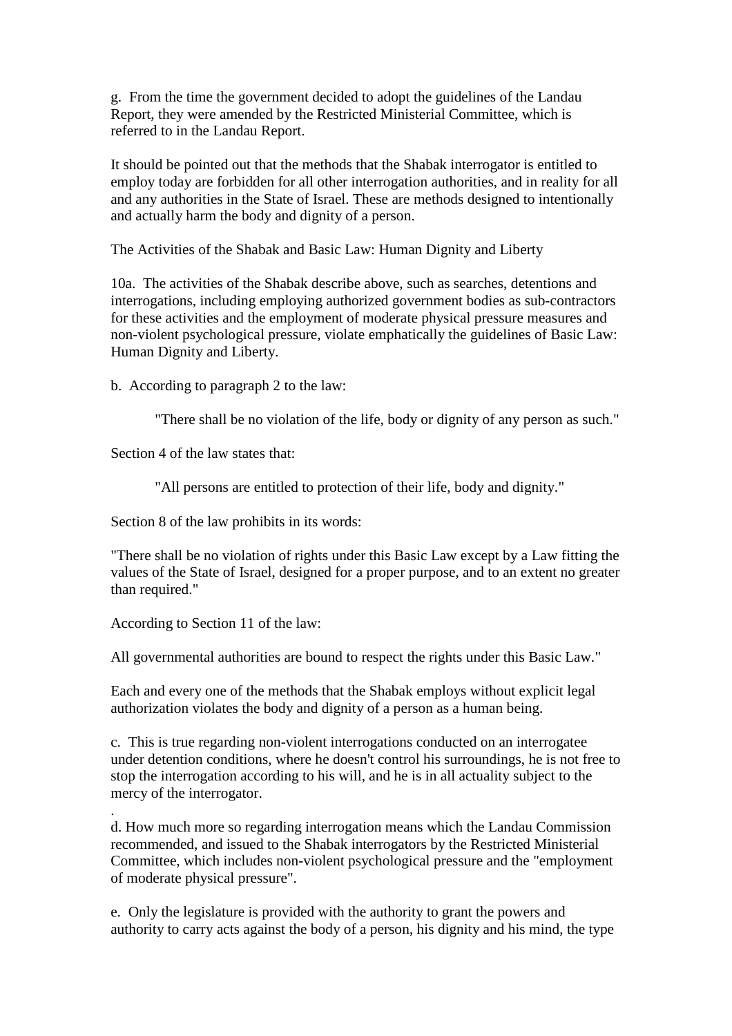g. From the time the government decided to adopt the guidelines of the Landau Report, they were amended by the Restricted Ministerial Committee, which is referred to in the Landau Report.

It should be pointed out that the methods that the Shabak interrogator is entitled to employ today are forbidden for all other interrogation authorities, and in reality for all and any authorities in the State of Israel. These are methods designed to intentionally and actually harm the body and dignity of a person.

The Activities of the Shabak and Basic Law: Human Dignity and Liberty

10a. The activities of the Shabak describe above, such as searches, detentions and interrogations, including employing authorized government bodies as sub-contractors for these activities and the employment of moderate physical pressure measures and non-violent psychological pressure, violate emphatically the guidelines of Basic Law: Human Dignity and Liberty.

b. According to paragraph 2 to the law:

> "There shall be no violation of the life, body or dignity of any person as such."

Section 4 of the law states that:

> "All persons are entitled to protection of their life, body and dignity."

Section 8 of the law prohibits in its words:

"There shall be no violation of rights under this Basic Law except by a Law fitting the values of the State of Israel, designed for a proper purpose, and to an extent no greater than required."

According to Section 11 of the law:

All governmental authorities are bound to respect the rights under this Basic Law."

Each and every one of the methods that the Shabak employs without explicit legal authorization violates the body and dignity of a person as a human being.

c. This is true regarding non-violent interrogations conducted on an interrogatee under detention conditions, where he doesn't control his surroundings, he is not free to stop the interrogation according to his will, and he is in all actuality subject to the mercy of the interrogator.

.

d. How much more so regarding interrogation means which the Landau Commission recommended, and issued to the Shabak interrogators by the Restricted Ministerial Committee, which includes non-violent psychological pressure and the "employment of moderate physical pressure".

e. Only the legislature is provided with the authority to grant the powers and authority to carry acts against the body of a person, his dignity and his mind, the type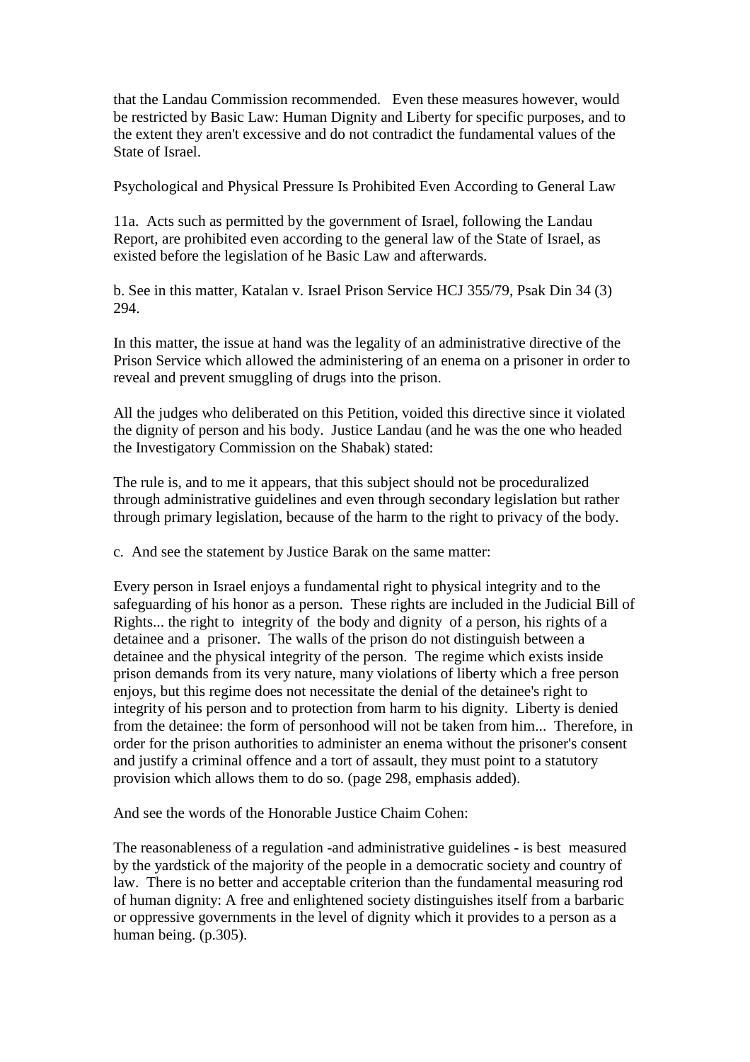that the Landau Commission recommended. Even these measures however, would be restricted by Basic Law: Human Dignity and Liberty for specific purposes, and to the extent they aren't excessive and do not contradict the fundamental values of the State of Israel.

Psychological and Physical Pressure Is Prohibited Even According to General Law

11a. Acts such as permitted by the government of Israel, following the Landau Report, are prohibited even according to the general law of the State of Israel, as existed before the legislation of he Basic Law and afterwards.

b. See in this matter, Katalan v. Israel Prison Service HCJ 355/79, Psak Din 34 (3) 294.

In this matter, the issue at hand was the legality of an administrative directive of the Prison Service which allowed the administering of an enema on a prisoner in order to reveal and prevent smuggling of drugs into the prison.

All the judges who deliberated on this Petition, voided this directive since it violated the dignity of person and his body. Justice Landau (and he was the one who headed the Investigatory Commission on the Shabak) stated:

The rule is, and to me it appears, that this subject should not be proceduralized through administrative guidelines and even through secondary legislation but rather through primary legislation, because of the harm to the right to privacy of the body.

c. And see the statement by Justice Barak on the same matter:

Every person in Israel enjoys a fundamental right to physical integrity and to the safeguarding of his honor as a person. These rights are included in the Judicial Bill of Rights... the right to integrity of the body and dignity of a person, his rights of a detainee and a prisoner. The walls of the prison do not distinguish between a detainee and the physical integrity of the person. The regime which exists inside prison demands from its very nature, many violations of liberty which a free person enjoys, but this regime does not necessitate the denial of the detainee's right to integrity of his person and to protection from harm to his dignity. Liberty is denied from the detainee: the form of personhood will not be taken from him... Therefore, in order for the prison authorities to administer an enema without the prisoner's consent and justify a criminal offence and a tort of assault, they must point to a statutory provision which allows them to do so. (page 298, emphasis added).

And see the words of the Honorable Justice Chaim Cohen:

The reasonableness of a regulation -and administrative guidelines - is best measured by the yardstick of the majority of the people in a democratic society and country of law. There is no better and acceptable criterion than the fundamental measuring rod of human dignity: A free and enlightened society distinguishes itself from a barbaric or oppressive governments in the level of dignity which it provides to a person as a human being. (p.305).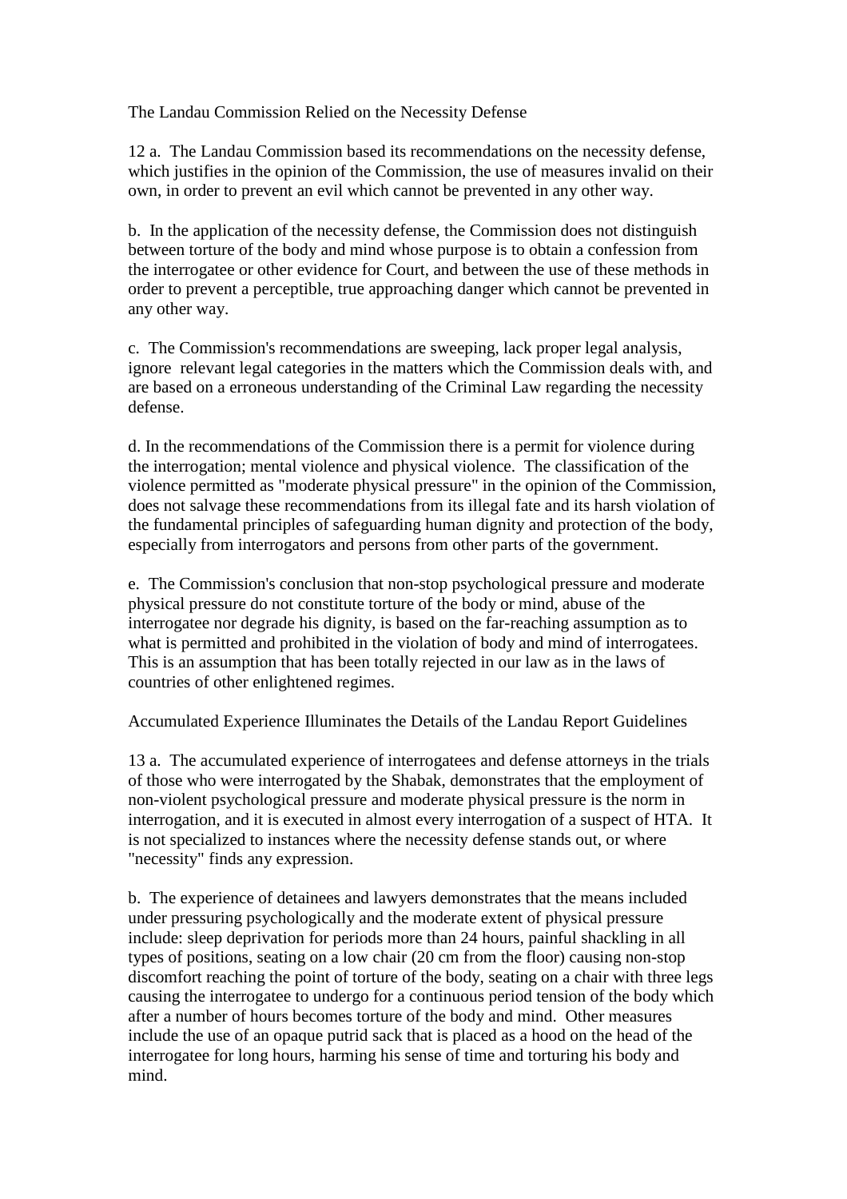## The Landau Commission Relied on the Necessity Defense

12 a. The Landau Commission based its recommendations on the necessity defense, which justifies in the opinion of the Commission, the use of measures invalid on their own, in order to prevent an evil which cannot be prevented in any other way.

b. In the application of the necessity defense, the Commission does not distinguish between torture of the body and mind whose purpose is to obtain a confession from the interrogatee or other evidence for Court, and between the use of these methods in order to prevent a perceptible, true approaching danger which cannot be prevented in any other way.

c. The Commission's recommendations are sweeping, lack proper legal analysis, ignore relevant legal categories in the matters which the Commission deals with, and are based on a erroneous understanding of the Criminal Law regarding the necessity defense.

d. In the recommendations of the Commission there is a permit for violence during the interrogation; mental violence and physical violence. The classification of the violence permitted as "moderate physical pressure" in the opinion of the Commission, does not salvage these recommendations from its illegal fate and its harsh violation of the fundamental principles of safeguarding human dignity and protection of the body, especially from interrogators and persons from other parts of the government.

e. The Commission's conclusion that non-stop psychological pressure and moderate physical pressure do not constitute torture of the body or mind, abuse of the interrogatee nor degrade his dignity, is based on the far-reaching assumption as to what is permitted and prohibited in the violation of body and mind of interrogatees. This is an assumption that has been totally rejected in our law as in the laws of countries of other enlightened regimes.

## Accumulated Experience Illuminates the Details of the Landau Report Guidelines

13 a. The accumulated experience of interrogatees and defense attorneys in the trials of those who were interrogated by the Shabak, demonstrates that the employment of non-violent psychological pressure and moderate physical pressure is the norm in interrogation, and it is executed in almost every interrogation of a suspect of HTA. It is not specialized to instances where the necessity defense stands out, or where "necessity" finds any expression.

b. The experience of detainees and lawyers demonstrates that the means included under pressuring psychologically and the moderate extent of physical pressure include: sleep deprivation for periods more than 24 hours, painful shackling in all types of positions, seating on a low chair (20 cm from the floor) causing non-stop discomfort reaching the point of torture of the body, seating on a chair with three legs causing the interrogatee to undergo for a continuous period tension of the body which after a number of hours becomes torture of the body and mind. Other measures include the use of an opaque putrid sack that is placed as a hood on the head of the interrogatee for long hours, harming his sense of time and torturing his body and mind.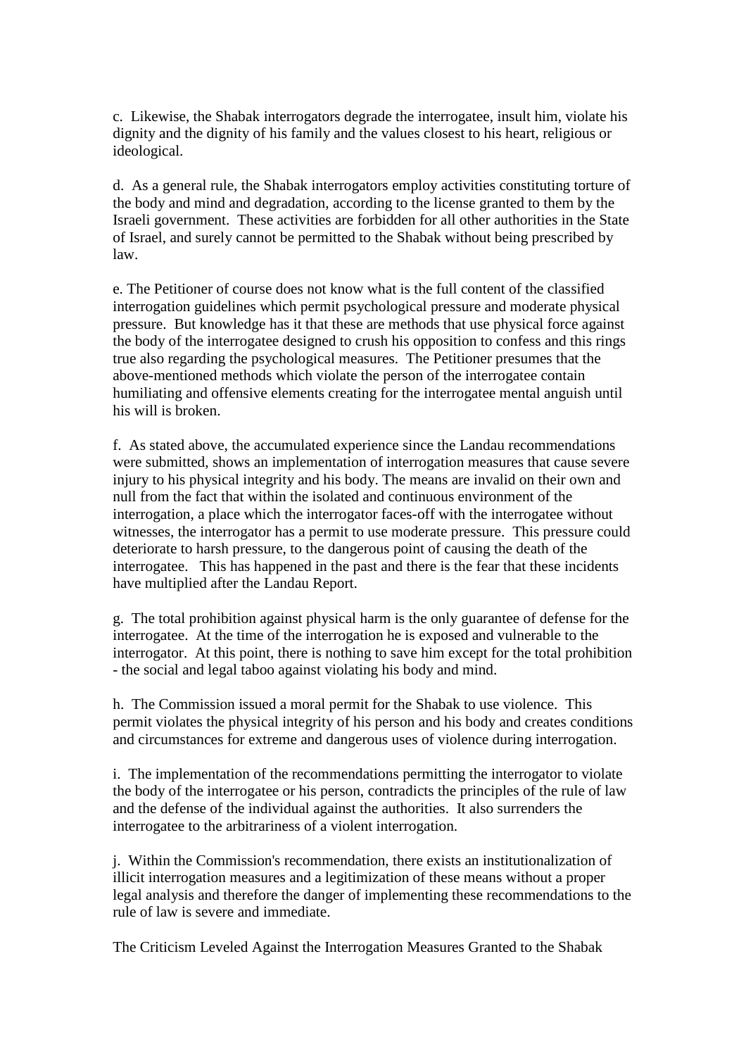c. Likewise, the Shabak interrogators degrade the interrogatee, insult him, violate his dignity and the dignity of his family and the values closest to his heart, religious or ideological.

d. As a general rule, the Shabak interrogators employ activities constituting torture of the body and mind and degradation, according to the license granted to them by the Israeli government. These activities are forbidden for all other authorities in the State of Israel, and surely cannot be permitted to the Shabak without being prescribed by law.

e. The Petitioner of course does not know what is the full content of the classified interrogation guidelines which permit psychological pressure and moderate physical pressure. But knowledge has it that these are methods that use physical force against the body of the interrogatee designed to crush his opposition to confess and this rings true also regarding the psychological measures. The Petitioner presumes that the above-mentioned methods which violate the person of the interrogatee contain humiliating and offensive elements creating for the interrogatee mental anguish until his will is broken.

f. As stated above, the accumulated experience since the Landau recommendations were submitted, shows an implementation of interrogation measures that cause severe injury to his physical integrity and his body. The means are invalid on their own and null from the fact that within the isolated and continuous environment of the interrogation, a place which the interrogator faces-off with the interrogatee without witnesses, the interrogator has a permit to use moderate pressure. This pressure could deteriorate to harsh pressure, to the dangerous point of causing the death of the interrogatee. This has happened in the past and there is the fear that these incidents have multiplied after the Landau Report.

g. The total prohibition against physical harm is the only guarantee of defense for the interrogatee. At the time of the interrogation he is exposed and vulnerable to the interrogator. At this point, there is nothing to save him except for the total prohibition - the social and legal taboo against violating his body and mind.

h. The Commission issued a moral permit for the Shabak to use violence. This permit violates the physical integrity of his person and his body and creates conditions and circumstances for extreme and dangerous uses of violence during interrogation.

i. The implementation of the recommendations permitting the interrogator to violate the body of the interrogatee or his person, contradicts the principles of the rule of law and the defense of the individual against the authorities. It also surrenders the interrogatee to the arbitrariness of a violent interrogation.

j. Within the Commission's recommendation, there exists an institutionalization of illicit interrogation measures and a legitimization of these means without a proper legal analysis and therefore the danger of implementing these recommendations to the rule of law is severe and immediate.

The Criticism Leveled Against the Interrogation Measures Granted to the Shabak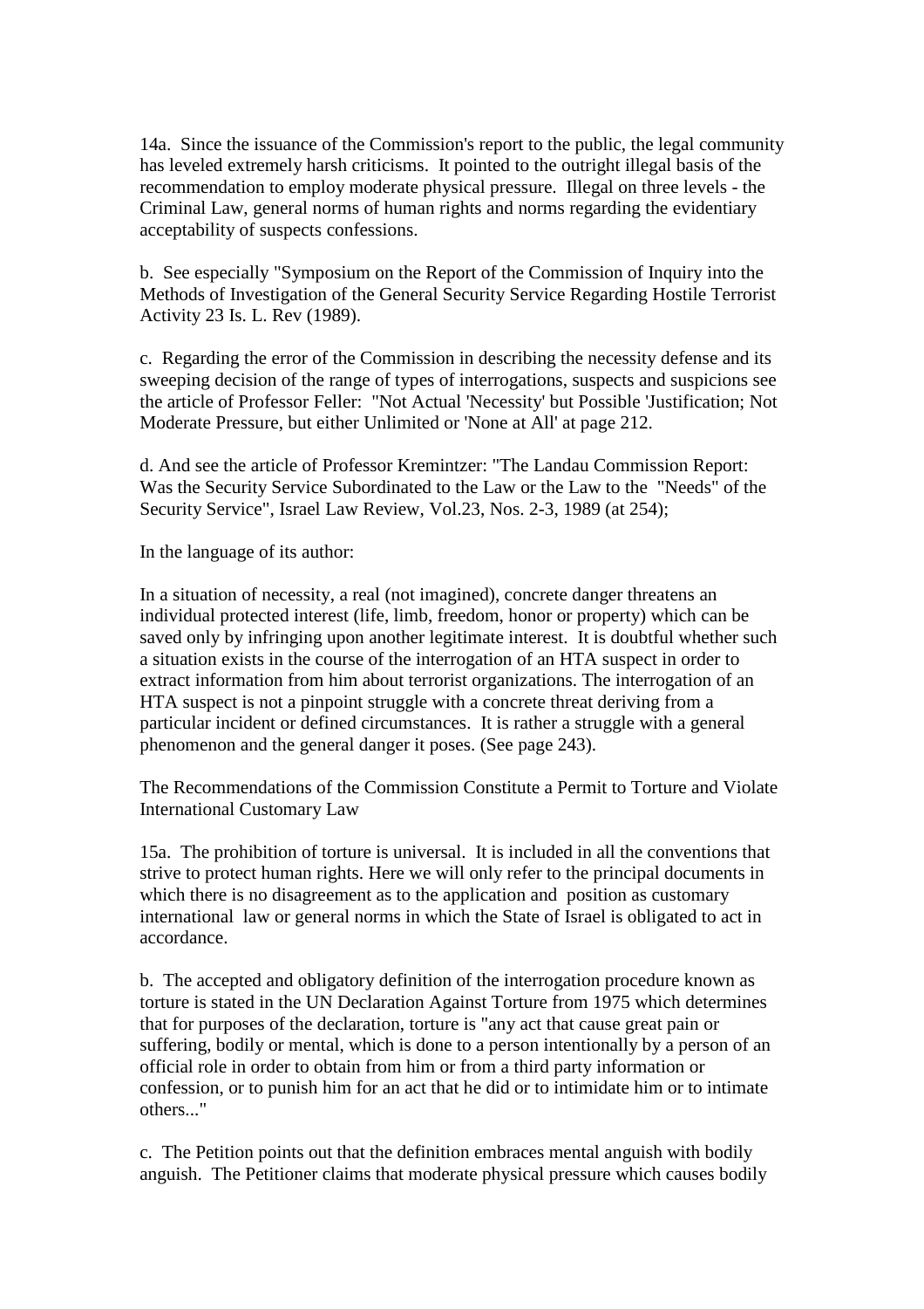14a. Since the issuance of the Commission's report to the public, the legal community has leveled extremely harsh criticisms. It pointed to the outright illegal basis of the recommendation to employ moderate physical pressure. Illegal on three levels - the Criminal Law, general norms of human rights and norms regarding the evidentiary acceptability of suspects confessions.

b. See especially "Symposium on the Report of the Commission of Inquiry into the Methods of Investigation of the General Security Service Regarding Hostile Terrorist Activity 23 Is. L. Rev (1989).

c. Regarding the error of the Commission in describing the necessity defense and its sweeping decision of the range of types of interrogations, suspects and suspicions see the article of Professor Feller: "Not Actual 'Necessity' but Possible 'Justification; Not Moderate Pressure, but either Unlimited or 'None at All' at page 212.

d. And see the article of Professor Kremintzer: "The Landau Commission Report: Was the Security Service Subordinated to the Law or the Law to the "Needs" of the Security Service", Israel Law Review, Vol.23, Nos. 2-3, 1989 (at 254);

In the language of its author:

In a situation of necessity, a real (not imagined), concrete danger threatens an individual protected interest (life, limb, freedom, honor or property) which can be saved only by infringing upon another legitimate interest. It is doubtful whether such a situation exists in the course of the interrogation of an HTA suspect in order to extract information from him about terrorist organizations. The interrogation of an HTA suspect is not a pinpoint struggle with a concrete threat deriving from a particular incident or defined circumstances. It is rather a struggle with a general phenomenon and the general danger it poses. (See page 243).

The Recommendations of the Commission Constitute a Permit to Torture and Violate International Customary Law

15a. The prohibition of torture is universal. It is included in all the conventions that strive to protect human rights. Here we will only refer to the principal documents in which there is no disagreement as to the application and position as customary international law or general norms in which the State of Israel is obligated to act in accordance.

b. The accepted and obligatory definition of the interrogation procedure known as torture is stated in the UN Declaration Against Torture from 1975 which determines that for purposes of the declaration, torture is "any act that cause great pain or suffering, bodily or mental, which is done to a person intentionally by a person of an official role in order to obtain from him or from a third party information or confession, or to punish him for an act that he did or to intimidate him or to intimate others..."

c. The Petition points out that the definition embraces mental anguish with bodily anguish. The Petitioner claims that moderate physical pressure which causes bodily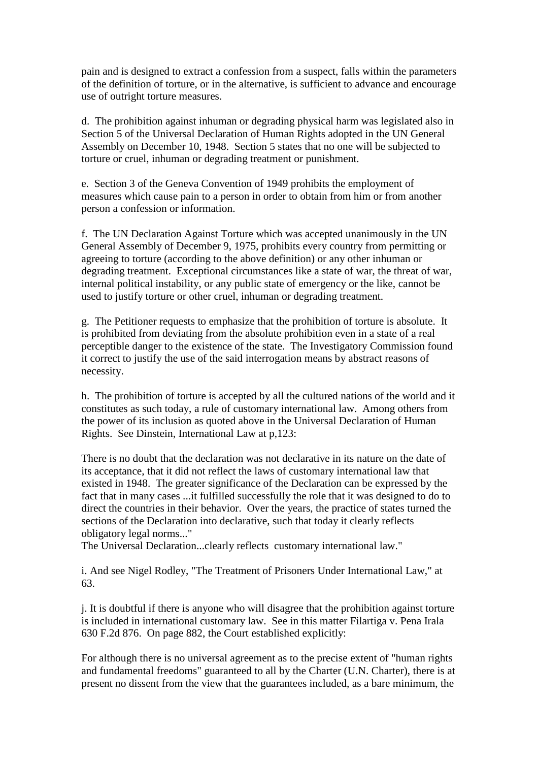pain and is designed to extract a confession from a suspect, falls within the parameters of the definition of torture, or in the alternative, is sufficient to advance and encourage use of outright torture measures.

d. The prohibition against inhuman or degrading physical harm was legislated also in Section 5 of the Universal Declaration of Human Rights adopted in the UN General Assembly on December 10, 1948. Section 5 states that no one will be subjected to torture or cruel, inhuman or degrading treatment or punishment.

e. Section 3 of the Geneva Convention of 1949 prohibits the employment of measures which cause pain to a person in order to obtain from him or from another person a confession or information.

f. The UN Declaration Against Torture which was accepted unanimously in the UN General Assembly of December 9, 1975, prohibits every country from permitting or agreeing to torture (according to the above definition) or any other inhuman or degrading treatment. Exceptional circumstances like a state of war, the threat of war, internal political instability, or any public state of emergency or the like, cannot be used to justify torture or other cruel, inhuman or degrading treatment.

g. The Petitioner requests to emphasize that the prohibition of torture is absolute. It is prohibited from deviating from the absolute prohibition even in a state of a real perceptible danger to the existence of the state. The Investigatory Commission found it correct to justify the use of the said interrogation means by abstract reasons of necessity.

h. The prohibition of torture is accepted by all the cultured nations of the world and it constitutes as such today, a rule of customary international law. Among others from the power of its inclusion as quoted above in the Universal Declaration of Human Rights. See Dinstein, International Law at p,123:

There is no doubt that the declaration was not declarative in its nature on the date of its acceptance, that it did not reflect the laws of customary international law that existed in 1948. The greater significance of the Declaration can be expressed by the fact that in many cases ...it fulfilled successfully the role that it was designed to do to direct the countries in their behavior. Over the years, the practice of states turned the sections of the Declaration into declarative, such that today it clearly reflects obligatory legal norms..."
The Universal Declaration...clearly reflects customary international law."

i. And see Nigel Rodley, "The Treatment of Prisoners Under International Law," at 63.

j. It is doubtful if there is anyone who will disagree that the prohibition against torture is included in international customary law. See in this matter Filartiga v. Pena Irala 630 F.2d 876. On page 882, the Court established explicitly:

For although there is no universal agreement as to the precise extent of "human rights and fundamental freedoms" guaranteed to all by the Charter (U.N. Charter), there is at present no dissent from the view that the guarantees included, as a bare minimum, the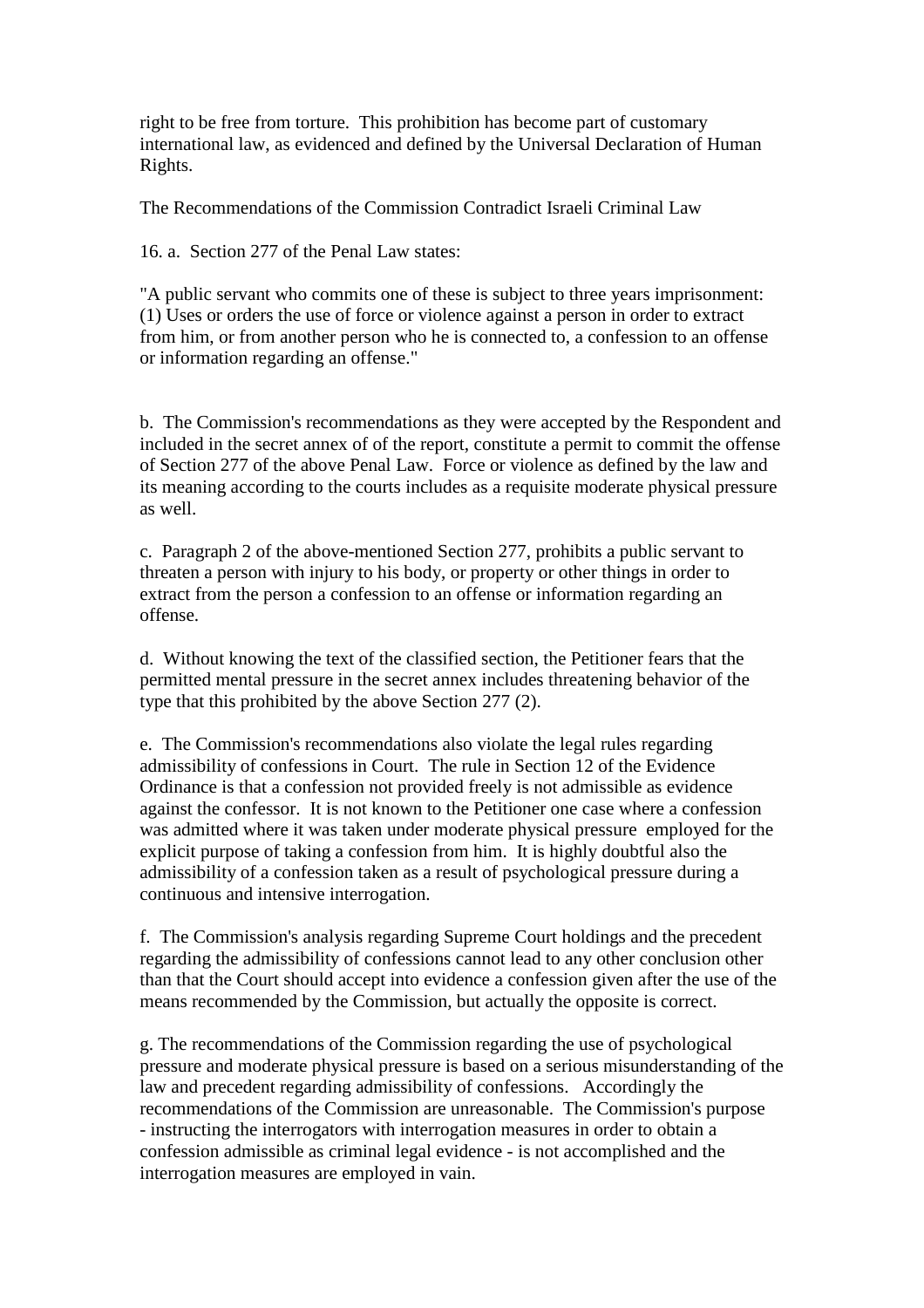right to be free from torture. This prohibition has become part of customary international law, as evidenced and defined by the Universal Declaration of Human Rights.

The Recommendations of the Commission Contradict Israeli Criminal Law

16. a. Section 277 of the Penal Law states:

"A public servant who commits one of these is subject to three years imprisonment: (1) Uses or orders the use of force or violence against a person in order to extract from him, or from another person who he is connected to, a confession to an offense or information regarding an offense."

b. The Commission's recommendations as they were accepted by the Respondent and included in the secret annex of of the report, constitute a permit to commit the offense of Section 277 of the above Penal Law. Force or violence as defined by the law and its meaning according to the courts includes as a requisite moderate physical pressure as well.

c. Paragraph 2 of the above-mentioned Section 277, prohibits a public servant to threaten a person with injury to his body, or property or other things in order to extract from the person a confession to an offense or information regarding an offense.

d. Without knowing the text of the classified section, the Petitioner fears that the permitted mental pressure in the secret annex includes threatening behavior of the type that this prohibited by the above Section 277 (2).

e. The Commission's recommendations also violate the legal rules regarding admissibility of confessions in Court. The rule in Section 12 of the Evidence Ordinance is that a confession not provided freely is not admissible as evidence against the confessor. It is not known to the Petitioner one case where a confession was admitted where it was taken under moderate physical pressure employed for the explicit purpose of taking a confession from him. It is highly doubtful also the admissibility of a confession taken as a result of psychological pressure during a continuous and intensive interrogation.

f. The Commission's analysis regarding Supreme Court holdings and the precedent regarding the admissibility of confessions cannot lead to any other conclusion other than that the Court should accept into evidence a confession given after the use of the means recommended by the Commission, but actually the opposite is correct.

g. The recommendations of the Commission regarding the use of psychological pressure and moderate physical pressure is based on a serious misunderstanding of the law and precedent regarding admissibility of confessions. Accordingly the recommendations of the Commission are unreasonable. The Commission's purpose - instructing the interrogators with interrogation measures in order to obtain a confession admissible as criminal legal evidence - is not accomplished and the interrogation measures are employed in vain.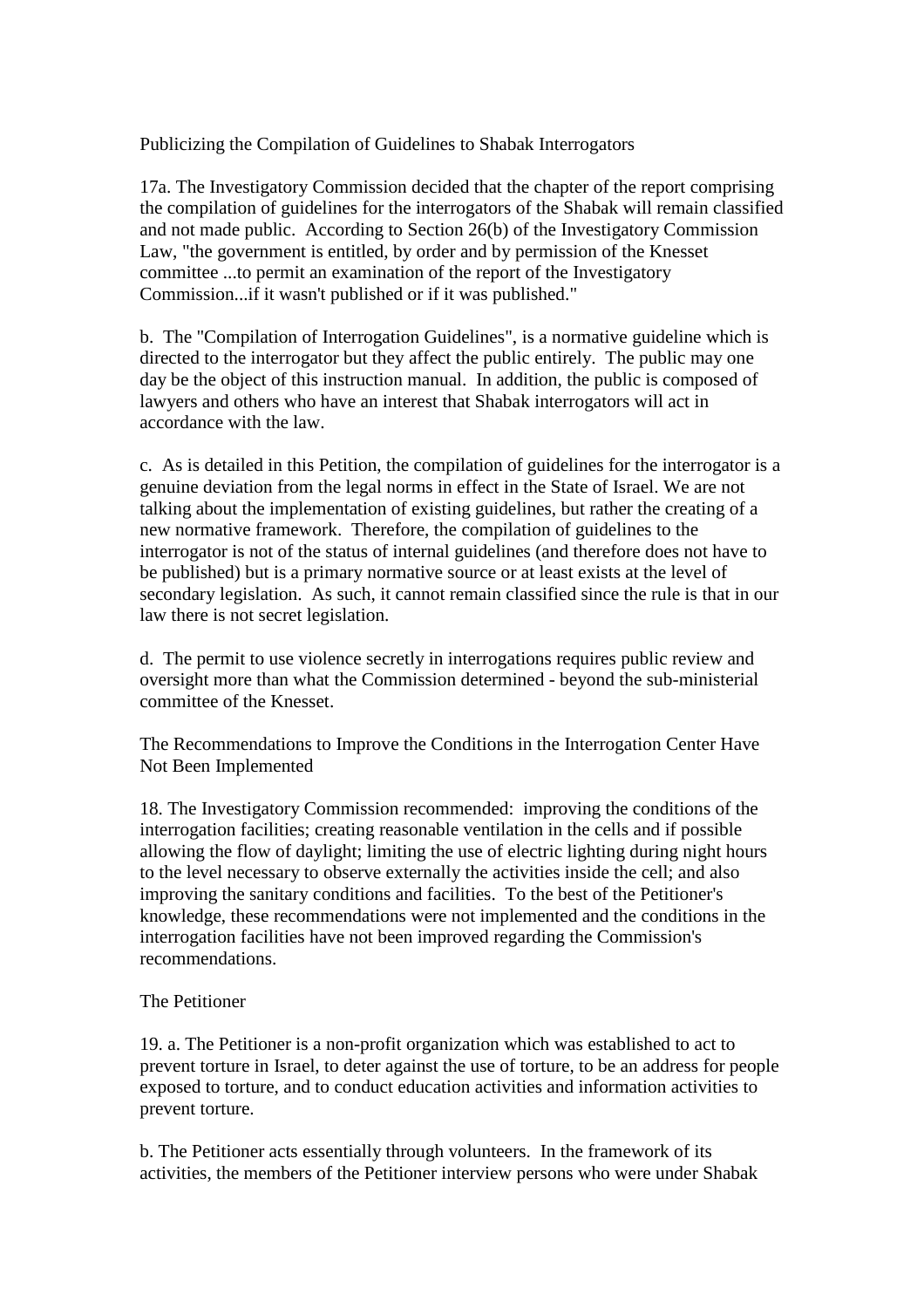Publicizing the Compilation of Guidelines to Shabak Interrogators

17a. The Investigatory Commission decided that the chapter of the report comprising the compilation of guidelines for the interrogators of the Shabak will remain classified and not made public. According to Section 26(b) of the Investigatory Commission Law, "the government is entitled, by order and by permission of the Knesset committee ...to permit an examination of the report of the Investigatory Commission...if it wasn't published or if it was published."

b. The "Compilation of Interrogation Guidelines", is a normative guideline which is directed to the interrogator but they affect the public entirely. The public may one day be the object of this instruction manual. In addition, the public is composed of lawyers and others who have an interest that Shabak interrogators will act in accordance with the law.

c. As is detailed in this Petition, the compilation of guidelines for the interrogator is a genuine deviation from the legal norms in effect in the State of Israel. We are not talking about the implementation of existing guidelines, but rather the creating of a new normative framework. Therefore, the compilation of guidelines to the interrogator is not of the status of internal guidelines (and therefore does not have to be published) but is a primary normative source or at least exists at the level of secondary legislation. As such, it cannot remain classified since the rule is that in our law there is not secret legislation.

d. The permit to use violence secretly in interrogations requires public review and oversight more than what the Commission determined - beyond the sub-ministerial committee of the Knesset.

The Recommendations to Improve the Conditions in the Interrogation Center Have Not Been Implemented

18. The Investigatory Commission recommended: improving the conditions of the interrogation facilities; creating reasonable ventilation in the cells and if possible allowing the flow of daylight; limiting the use of electric lighting during night hours to the level necessary to observe externally the activities inside the cell; and also improving the sanitary conditions and facilities. To the best of the Petitioner's knowledge, these recommendations were not implemented and the conditions in the interrogation facilities have not been improved regarding the Commission's recommendations.

The Petitioner

19. a. The Petitioner is a non-profit organization which was established to act to prevent torture in Israel, to deter against the use of torture, to be an address for people exposed to torture, and to conduct education activities and information activities to prevent torture.

b. The Petitioner acts essentially through volunteers. In the framework of its activities, the members of the Petitioner interview persons who were under Shabak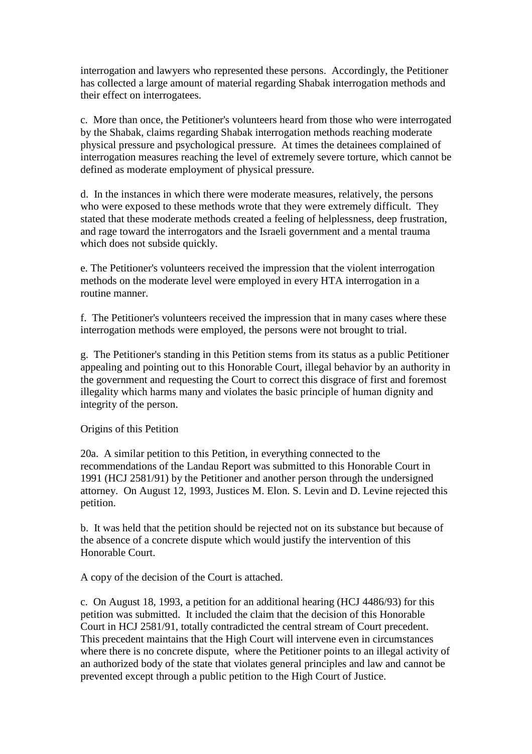interrogation and lawyers who represented these persons.  Accordingly, the Petitioner has collected a large amount of material regarding Shabak interrogation methods and their effect on interrogatees.

c.  More than once, the Petitioner's volunteers heard from those who were interrogated by the Shabak, claims regarding Shabak interrogation methods reaching moderate physical pressure and psychological pressure.  At times the detainees complained of interrogation measures reaching the level of extremely severe torture, which cannot be defined as moderate employment of physical pressure.

d.  In the instances in which there were moderate measures, relatively, the persons who were exposed to these methods wrote that they were extremely difficult.  They stated that these moderate methods created a feeling of helplessness, deep frustration, and rage toward the interrogators and the Israeli government and a mental trauma which does not subside quickly.

e. The Petitioner's volunteers received the impression that the violent interrogation methods on the moderate level were employed in every HTA interrogation in a routine manner.

f.  The Petitioner's volunteers received the impression that in many cases where these interrogation methods were employed, the persons were not brought to trial.

g.  The Petitioner's standing in this Petition stems from its status as a public Petitioner appealing and pointing out to this Honorable Court, illegal behavior by an authority in the government and requesting the Court to correct this disgrace of first and foremost illegality which harms many and violates the basic principle of human dignity and integrity of the person.

Origins of this Petition

20a.  A similar petition to this Petition, in everything connected to the recommendations of the Landau Report was submitted to this Honorable Court in 1991 (HCJ 2581/91) by the Petitioner and another person through the undersigned attorney.  On August 12, 1993, Justices M. Elon. S. Levin and D. Levine rejected this petition.

b.  It was held that the petition should be rejected not on its substance but because of the absence of a concrete dispute which would justify the intervention of this Honorable Court.

A copy of the decision of the Court is attached.

c.  On August 18, 1993, a petition for an additional hearing (HCJ 4486/93) for this petition was submitted.  It included the claim that the decision of this Honorable Court in HCJ 2581/91, totally contradicted the central stream of Court precedent.  This precedent maintains that the High Court will intervene even in circumstances where there is no concrete dispute,  where the Petitioner points to an illegal activity of an authorized body of the state that violates general principles and law and cannot be prevented except through a public petition to the High Court of Justice.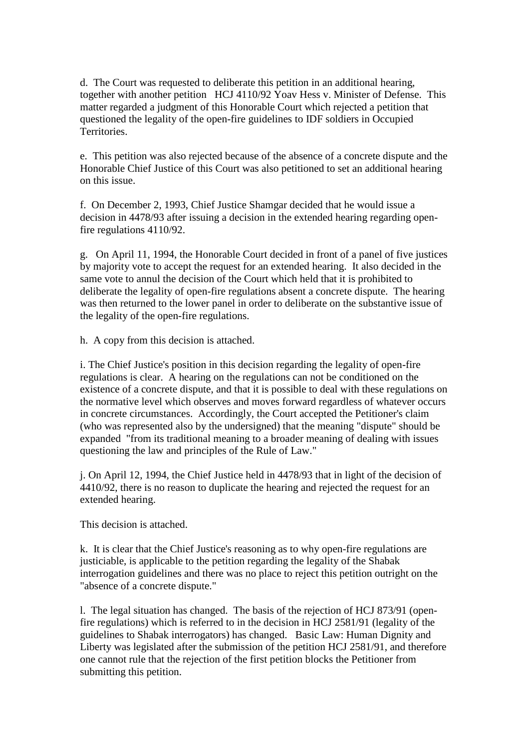d. The Court was requested to deliberate this petition in an additional hearing, together with another petition HCJ 4110/92 Yoav Hess v. Minister of Defense. This matter regarded a judgment of this Honorable Court which rejected a petition that questioned the legality of the open-fire guidelines to IDF soldiers in Occupied Territories.

e. This petition was also rejected because of the absence of a concrete dispute and the Honorable Chief Justice of this Court was also petitioned to set an additional hearing on this issue.

f. On December 2, 1993, Chief Justice Shamgar decided that he would issue a decision in 4478/93 after issuing a decision in the extended hearing regarding open-fire regulations 4110/92.

g. On April 11, 1994, the Honorable Court decided in front of a panel of five justices by majority vote to accept the request for an extended hearing. It also decided in the same vote to annul the decision of the Court which held that it is prohibited to deliberate the legality of open-fire regulations absent a concrete dispute. The hearing was then returned to the lower panel in order to deliberate on the substantive issue of the legality of the open-fire regulations.

h. A copy from this decision is attached.

i. The Chief Justice's position in this decision regarding the legality of open-fire regulations is clear. A hearing on the regulations can not be conditioned on the existence of a concrete dispute, and that it is possible to deal with these regulations on the normative level which observes and moves forward regardless of whatever occurs in concrete circumstances. Accordingly, the Court accepted the Petitioner's claim (who was represented also by the undersigned) that the meaning "dispute" should be expanded "from its traditional meaning to a broader meaning of dealing with issues questioning the law and principles of the Rule of Law."

j. On April 12, 1994, the Chief Justice held in 4478/93 that in light of the decision of 4410/92, there is no reason to duplicate the hearing and rejected the request for an extended hearing.

This decision is attached.

k. It is clear that the Chief Justice's reasoning as to why open-fire regulations are justiciable, is applicable to the petition regarding the legality of the Shabak interrogation guidelines and there was no place to reject this petition outright on the "absence of a concrete dispute."

l. The legal situation has changed. The basis of the rejection of HCJ 873/91 (open-fire regulations) which is referred to in the decision in HCJ 2581/91 (legality of the guidelines to Shabak interrogators) has changed. Basic Law: Human Dignity and Liberty was legislated after the submission of the petition HCJ 2581/91, and therefore one cannot rule that the rejection of the first petition blocks the Petitioner from submitting this petition.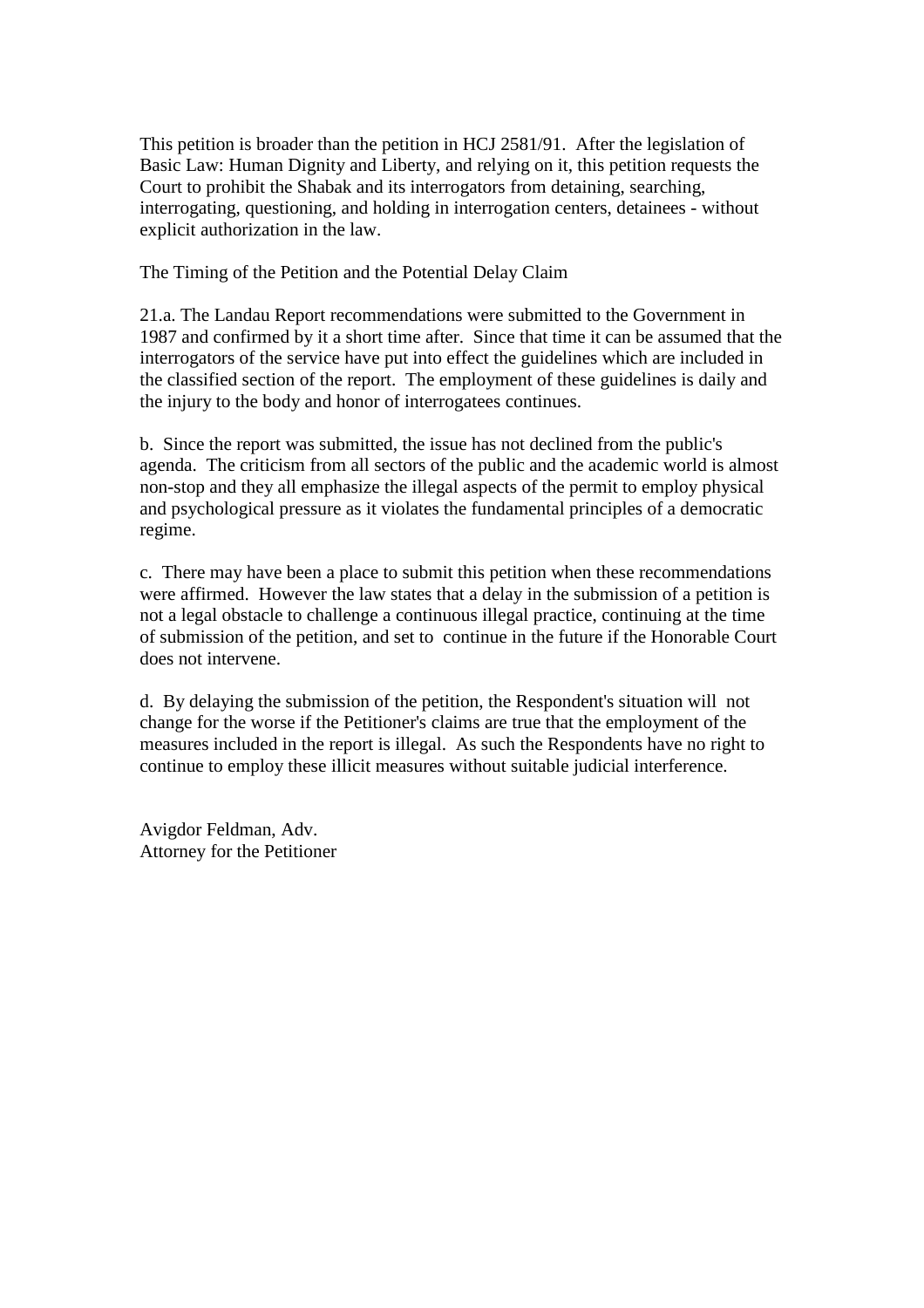This petition is broader than the petition in HCJ 2581/91. After the legislation of Basic Law: Human Dignity and Liberty, and relying on it, this petition requests the Court to prohibit the Shabak and its interrogators from detaining, searching, interrogating, questioning, and holding in interrogation centers, detainees - without explicit authorization in the law.

## The Timing of the Petition and the Potential Delay Claim

21.a. The Landau Report recommendations were submitted to the Government in 1987 and confirmed by it a short time after. Since that time it can be assumed that the interrogators of the service have put into effect the guidelines which are included in the classified section of the report. The employment of these guidelines is daily and the injury to the body and honor of interrogatees continues.

b. Since the report was submitted, the issue has not declined from the public's agenda. The criticism from all sectors of the public and the academic world is almost non-stop and they all emphasize the illegal aspects of the permit to employ physical and psychological pressure as it violates the fundamental principles of a democratic regime.

c. There may have been a place to submit this petition when these recommendations were affirmed. However the law states that a delay in the submission of a petition is not a legal obstacle to challenge a continuous illegal practice, continuing at the time of submission of the petition, and set to continue in the future if the Honorable Court does not intervene.

d. By delaying the submission of the petition, the Respondent's situation will not change for the worse if the Petitioner's claims are true that the employment of the measures included in the report is illegal. As such the Respondents have no right to continue to employ these illicit measures without suitable judicial interference.

Avigdor Feldman, Adv.
Attorney for the Petitioner